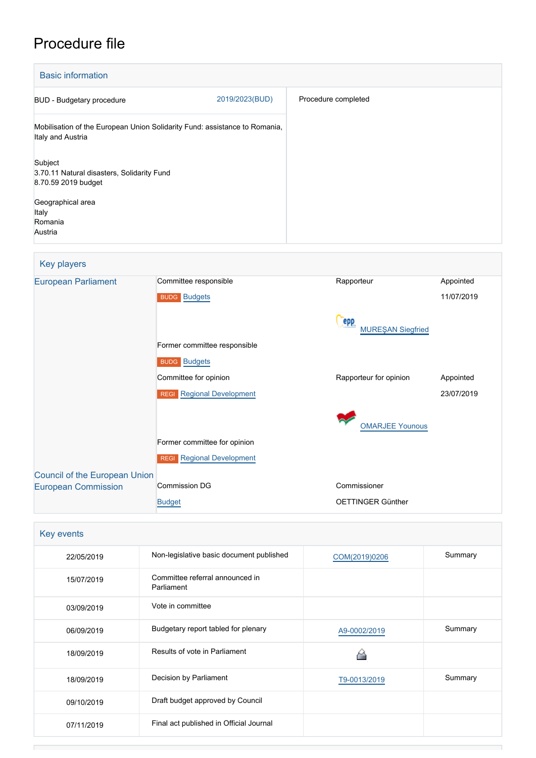# Procedure file

## Basic information

| | |
|---|---|
| BUD - Budgetary procedure 2019/2023(BUD) | Procedure completed |
| Mobilisation of the European Union Solidarity Fund: assistance to Romania, Italy and Austria | |
| Subject<br>3.70.11 Natural disasters, Solidarity Fund<br>8.70.59 2019 budget | |
| Geographical area<br>Italy<br>Romania<br>Austria | |

## Key players

| | | | |
|---|---|---|---|
| European Parliament | Committee responsible | Rapporteur | Appointed |
| | BUDG Budgets | | 11/07/2019 |
| | | MUREŞAN Siegfried | |
| | Former committee responsible | | |
| | BUDG Budgets | | |
| | Committee for opinion | Rapporteur for opinion | Appointed |
| | REGI Regional Development | | 23/07/2019 |
| | | OMARJEE Younous | |
| | Former committee for opinion | | |
| | REGI Regional Development | | |
| Council of the European Union | | | |
| European Commission | Commission DG | Commissioner | |
| | Budget | OETTINGER Günther | |

## Key events

| | | | |
|---|---|---|---|
| 22/05/2019 | Non-legislative basic document published | COM(2019)0206 | Summary |
| 15/07/2019 | Committee referral announced in Parliament | | |
| 03/09/2019 | Vote in committee | | |
| 06/09/2019 | Budgetary report tabled for plenary | A9-0002/2019 | Summary |
| 18/09/2019 | Results of vote in Parliament | | |
| 18/09/2019 | Decision by Parliament | T9-0013/2019 | Summary |
| 09/10/2019 | Draft budget approved by Council | | |
| 07/11/2019 | Final act published in Official Journal | | |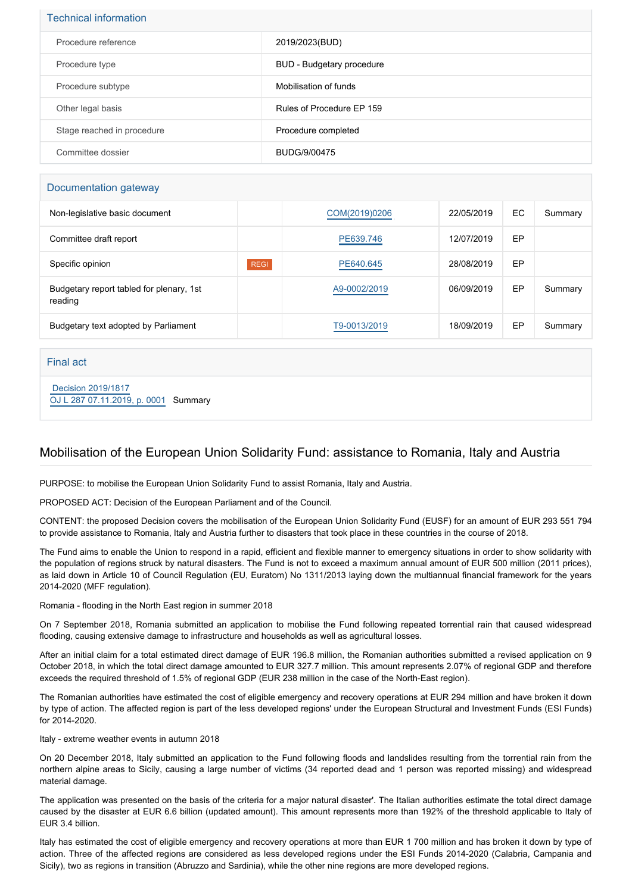## Technical information

| | |
|---|---|
| Procedure reference | 2019/2023(BUD) |
| Procedure type | BUD - Budgetary procedure |
| Procedure subtype | Mobilisation of funds |
| Other legal basis | Rules of Procedure EP 159 |
| Stage reached in procedure | Procedure completed |
| Committee dossier | BUDG/9/00475 |

## Documentation gateway

| | | | | | |
|---|---|---|---|---|---|
| Non-legislative basic document | | COM(2019)0206 | 22/05/2019 | EC | Summary |
| Committee draft report | | PE639.746 | 12/07/2019 | EP | |
| Specific opinion | REGI | PE640.645 | 28/08/2019 | EP | |
| Budgetary report tabled for plenary, 1st reading | | A9-0002/2019 | 06/09/2019 | EP | Summary |
| Budgetary text adopted by Parliament | | T9-0013/2019 | 18/09/2019 | EP | Summary |

## Final act

Decision 2019/1817
OJ L 287 07.11.2019, p. 0001 Summary

# Mobilisation of the European Union Solidarity Fund: assistance to Romania, Italy and Austria

PURPOSE: to mobilise the European Union Solidarity Fund to assist Romania, Italy and Austria.

PROPOSED ACT: Decision of the European Parliament and of the Council.

CONTENT: the proposed Decision covers the mobilisation of the European Union Solidarity Fund (EUSF) for an amount of EUR 293 551 794 to provide assistance to Romania, Italy and Austria further to disasters that took place in these countries in the course of 2018.

The Fund aims to enable the Union to respond in a rapid, efficient and flexible manner to emergency situations in order to show solidarity with the population of regions struck by natural disasters. The Fund is not to exceed a maximum annual amount of EUR 500 million (2011 prices), as laid down in Article 10 of Council Regulation (EU, Euratom) No 1311/2013 laying down the multiannual financial framework for the years 2014-2020 (MFF regulation).

Romania - flooding in the North East region in summer 2018

On 7 September 2018, Romania submitted an application to mobilise the Fund following repeated torrential rain that caused widespread flooding, causing extensive damage to infrastructure and households as well as agricultural losses.

After an initial claim for a total estimated direct damage of EUR 196.8 million, the Romanian authorities submitted a revised application on 9 October 2018, in which the total direct damage amounted to EUR 327.7 million. This amount represents 2.07% of regional GDP and therefore exceeds the required threshold of 1.5% of regional GDP (EUR 238 million in the case of the North-East region).

The Romanian authorities have estimated the cost of eligible emergency and recovery operations at EUR 294 million and have broken it down by type of action. The affected region is part of the less developed regions' under the European Structural and Investment Funds (ESI Funds) for 2014-2020.

Italy - extreme weather events in autumn 2018

On 20 December 2018, Italy submitted an application to the Fund following floods and landslides resulting from the torrential rain from the northern alpine areas to Sicily, causing a large number of victims (34 reported dead and 1 person was reported missing) and widespread material damage.

The application was presented on the basis of the criteria for a major natural disaster'. The Italian authorities estimate the total direct damage caused by the disaster at EUR 6.6 billion (updated amount). This amount represents more than 192% of the threshold applicable to Italy of EUR 3.4 billion.

Italy has estimated the cost of eligible emergency and recovery operations at more than EUR 1 700 million and has broken it down by type of action. Three of the affected regions are considered as less developed regions under the ESI Funds 2014-2020 (Calabria, Campania and Sicily), two as regions in transition (Abruzzo and Sardinia), while the other nine regions are more developed regions.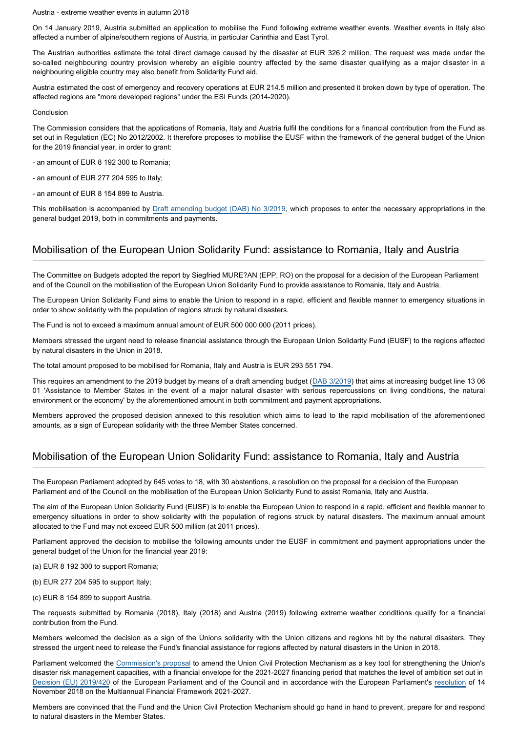Austria - extreme weather events in autumn 2018

On 14 January 2019, Austria submitted an application to mobilise the Fund following extreme weather events. Weather events in Italy also affected a number of alpine/southern regions of Austria, in particular Carinthia and East Tyrol.

The Austrian authorities estimate the total direct damage caused by the disaster at EUR 326.2 million. The request was made under the so-called neighbouring country provision whereby an eligible country affected by the same disaster qualifying as a major disaster in a neighbouring eligible country may also benefit from Solidarity Fund aid.

Austria estimated the cost of emergency and recovery operations at EUR 214.5 million and presented it broken down by type of operation. The affected regions are "more developed regions" under the ESI Funds (2014-2020).

Conclusion

The Commission considers that the applications of Romania, Italy and Austria fulfil the conditions for a financial contribution from the Fund as set out in Regulation (EC) No 2012/2002. It therefore proposes to mobilise the EUSF within the framework of the general budget of the Union for the 2019 financial year, in order to grant:

- an amount of EUR 8 192 300 to Romania;
- an amount of EUR 277 204 595 to Italy;
- an amount of EUR 8 154 899 to Austria.

This mobilisation is accompanied by Draft amending budget (DAB) No 3/2019, which proposes to enter the necessary appropriations in the general budget 2019, both in commitments and payments.

## Mobilisation of the European Union Solidarity Fund: assistance to Romania, Italy and Austria

The Committee on Budgets adopted the report by Siegfried MURE?AN (EPP, RO) on the proposal for a decision of the European Parliament and of the Council on the mobilisation of the European Union Solidarity Fund to provide assistance to Romania, Italy and Austria.

The European Union Solidarity Fund aims to enable the Union to respond in a rapid, efficient and flexible manner to emergency situations in order to show solidarity with the population of regions struck by natural disasters.

The Fund is not to exceed a maximum annual amount of EUR 500 000 000 (2011 prices).

Members stressed the urgent need to release financial assistance through the European Union Solidarity Fund (EUSF) to the regions affected by natural disasters in the Union in 2018.

The total amount proposed to be mobilised for Romania, Italy and Austria is EUR 293 551 794.

This requires an amendment to the 2019 budget by means of a draft amending budget (DAB 3/2019) that aims at increasing budget line 13 06 01 'Assistance to Member States in the event of a major natural disaster with serious repercussions on living conditions, the natural environment or the economy' by the aforementioned amount in both commitment and payment appropriations.

Members approved the proposed decision annexed to this resolution which aims to lead to the rapid mobilisation of the aforementioned amounts, as a sign of European solidarity with the three Member States concerned.

## Mobilisation of the European Union Solidarity Fund: assistance to Romania, Italy and Austria

The European Parliament adopted by 645 votes to 18, with 30 abstentions, a resolution on the proposal for a decision of the European Parliament and of the Council on the mobilisation of the European Union Solidarity Fund to assist Romania, Italy and Austria.

The aim of the European Union Solidarity Fund (EUSF) is to enable the European Union to respond in a rapid, efficient and flexible manner to emergency situations in order to show solidarity with the population of regions struck by natural disasters. The maximum annual amount allocated to the Fund may not exceed EUR 500 million (at 2011 prices).

Parliament approved the decision to mobilise the following amounts under the EUSF in commitment and payment appropriations under the general budget of the Union for the financial year 2019:

(a) EUR 8 192 300 to support Romania;

(b) EUR 277 204 595 to support Italy;

(c) EUR 8 154 899 to support Austria.

The requests submitted by Romania (2018), Italy (2018) and Austria (2019) following extreme weather conditions qualify for a financial contribution from the Fund.

Members welcomed the decision as a sign of the Unions solidarity with the Union citizens and regions hit by the natural disasters. They stressed the urgent need to release the Fund's financial assistance for regions affected by natural disasters in the Union in 2018.

Parliament welcomed the Commission's proposal to amend the Union Civil Protection Mechanism as a key tool for strengthening the Union's disaster risk management capacities, with a financial envelope for the 2021-2027 financing period that matches the level of ambition set out in Decision (EU) 2019/420 of the European Parliament and of the Council and in accordance with the European Parliament's resolution of 14 November 2018 on the Multiannual Financial Framework 2021-2027.

Members are convinced that the Fund and the Union Civil Protection Mechanism should go hand in hand to prevent, prepare for and respond to natural disasters in the Member States.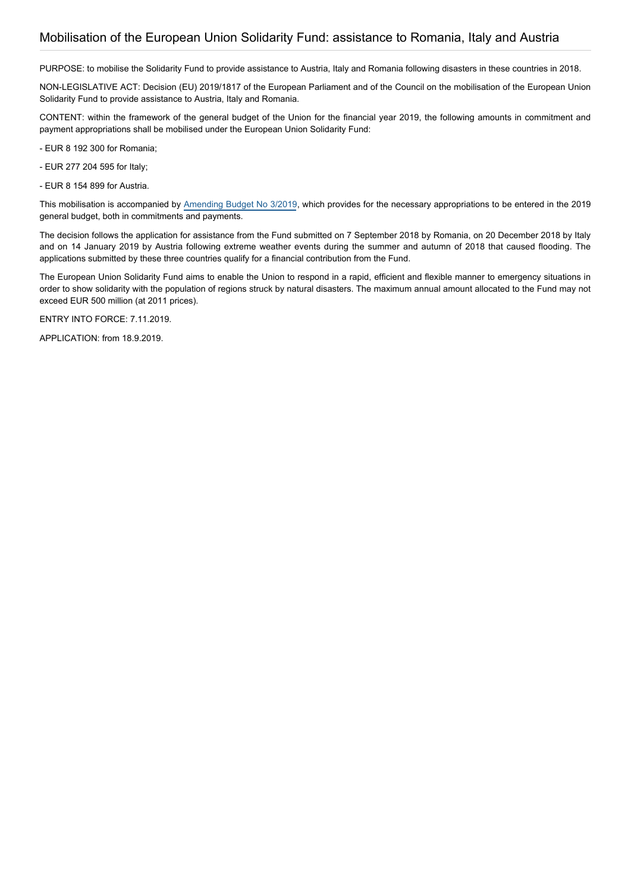# Mobilisation of the European Union Solidarity Fund: assistance to Romania, Italy and Austria

PURPOSE: to mobilise the Solidarity Fund to provide assistance to Austria, Italy and Romania following disasters in these countries in 2018.

NON-LEGISLATIVE ACT: Decision (EU) 2019/1817 of the European Parliament and of the Council on the mobilisation of the European Union Solidarity Fund to provide assistance to Austria, Italy and Romania.

CONTENT: within the framework of the general budget of the Union for the financial year 2019, the following amounts in commitment and payment appropriations shall be mobilised under the European Union Solidarity Fund:

- EUR 8 192 300 for Romania;
- EUR 277 204 595 for Italy;
- EUR 8 154 899 for Austria.

This mobilisation is accompanied by Amending Budget No 3/2019, which provides for the necessary appropriations to be entered in the 2019 general budget, both in commitments and payments.

The decision follows the application for assistance from the Fund submitted on 7 September 2018 by Romania, on 20 December 2018 by Italy and on 14 January 2019 by Austria following extreme weather events during the summer and autumn of 2018 that caused flooding. The applications submitted by these three countries qualify for a financial contribution from the Fund.

The European Union Solidarity Fund aims to enable the Union to respond in a rapid, efficient and flexible manner to emergency situations in order to show solidarity with the population of regions struck by natural disasters. The maximum annual amount allocated to the Fund may not exceed EUR 500 million (at 2011 prices).

ENTRY INTO FORCE: 7.11.2019.

APPLICATION: from 18.9.2019.